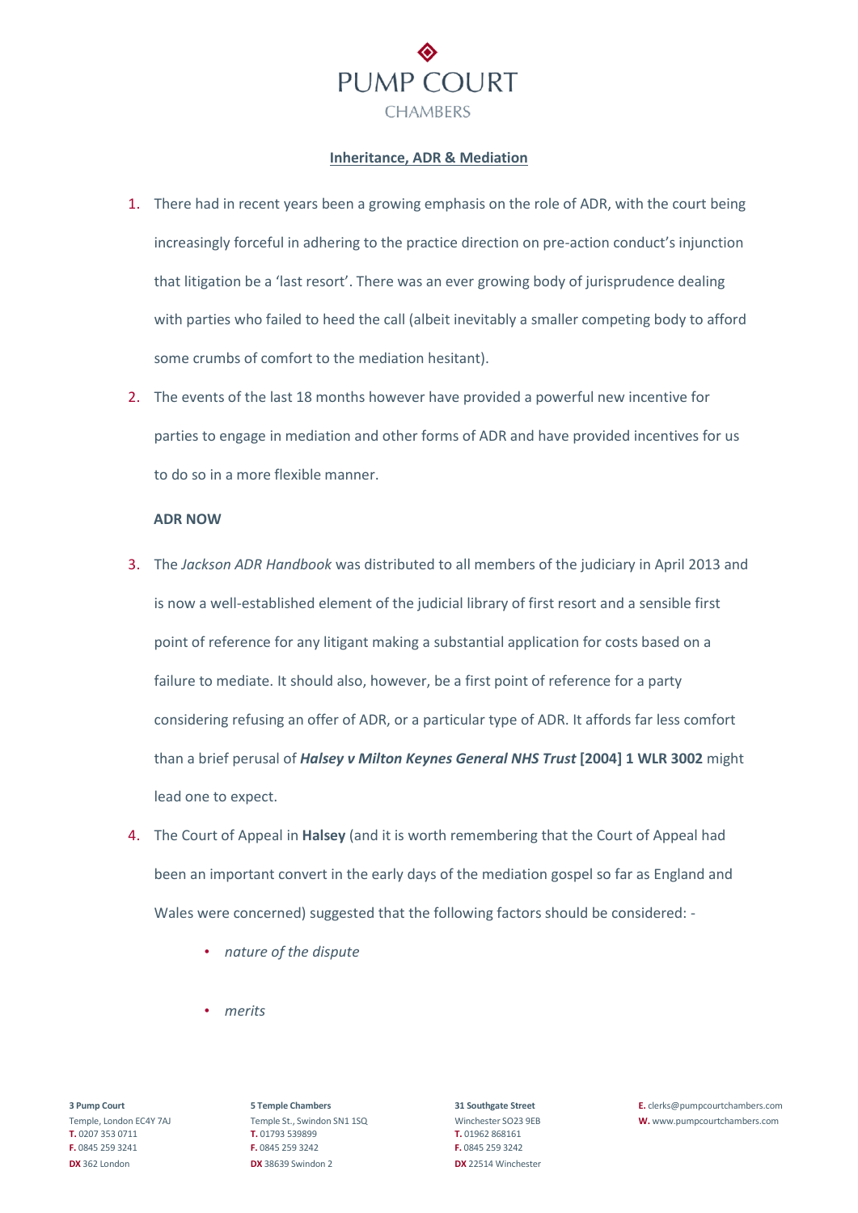# PUMP COURT CHAMBERS

## Inheritance, ADR & Mediation

1. There had in recent years been a growing emphasis on the role of ADR, with the court being increasingly forceful in adhering to the practice direction on pre-action conduct's injunction that litigation be a 'last resort'. There was an ever growing body of jurisprudence dealing with parties who failed to heed the call (albeit inevitably a smaller competing body to afford some crumbs of comfort to the mediation hesitant).

2. The events of the last 18 months however have provided a powerful new incentive for parties to engage in mediation and other forms of ADR and have provided incentives for us to do so in a more flexible manner.

**ADR NOW**

3. The *Jackson ADR Handbook* was distributed to all members of the judiciary in April 2013 and is now a well-established element of the judicial library of first resort and a sensible first point of reference for any litigant making a substantial application for costs based on a failure to mediate. It should also, however, be a first point of reference for a party considering refusing an offer of ADR, or a particular type of ADR. It affords far less comfort than a brief perusal of ***Halsey v Milton Keynes General NHS Trust*** **[2004] 1 WLR 3002** might lead one to expect.

4. The Court of Appeal in **Halsey** (and it is worth remembering that the Court of Appeal had been an important convert in the early days of the mediation gospel so far as England and Wales were concerned) suggested that the following factors should be considered: -

   - *nature of the dispute*
   - *merits*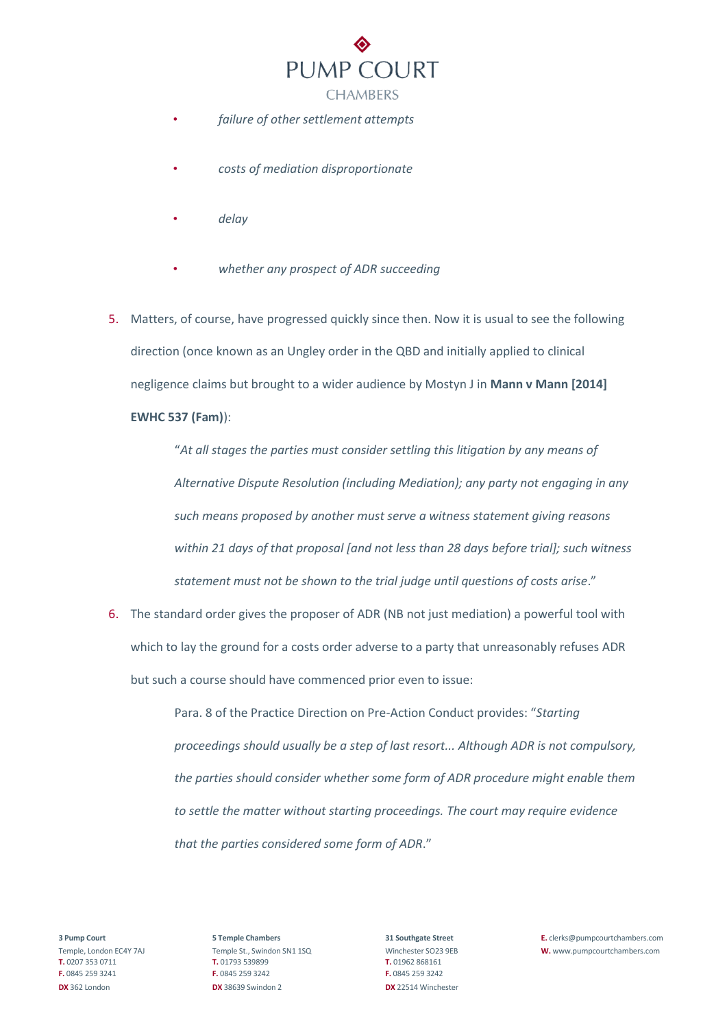- *failure of other settlement attempts*
- *costs of mediation disproportionate*
- *delay*
- *whether any prospect of ADR succeeding*

5. Matters, of course, have progressed quickly since then. Now it is usual to see the following direction (once known as an Ungley order in the QBD and initially applied to clinical negligence claims but brought to a wider audience by Mostyn J in **Mann v Mann [2014] EWHC 537 (Fam)**):

   > "*At all stages the parties must consider settling this litigation by any means of Alternative Dispute Resolution (including Mediation); any party not engaging in any such means proposed by another must serve a witness statement giving reasons within 21 days of that proposal [and not less than 28 days before trial]; such witness statement must not be shown to the trial judge until questions of costs arise*."

6. The standard order gives the proposer of ADR (NB not just mediation) a powerful tool with which to lay the ground for a costs order adverse to a party that unreasonably refuses ADR but such a course should have commenced prior even to issue:

   > Para. 8 of the Practice Direction on Pre-Action Conduct provides: "*Starting proceedings should usually be a step of last resort... Although ADR is not compulsory, the parties should consider whether some form of ADR procedure might enable them to settle the matter without starting proceedings. The court may require evidence that the parties considered some form of ADR*."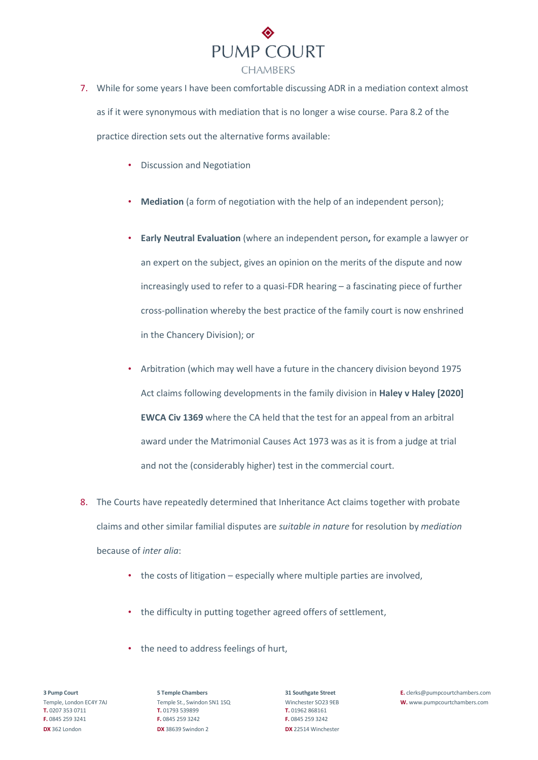7. While for some years I have been comfortable discussing ADR in a mediation context almost as if it were synonymous with mediation that is no longer a wise course. Para 8.2 of the practice direction sets out the alternative forms available:

    - Discussion and Negotiation
    - **Mediation** (a form of negotiation with the help of an independent person);
    - **Early Neutral Evaluation** (where an independent person**,** for example a lawyer or an expert on the subject, gives an opinion on the merits of the dispute and now increasingly used to refer to a quasi-FDR hearing – a fascinating piece of further cross-pollination whereby the best practice of the family court is now enshrined in the Chancery Division); or
    - Arbitration (which may well have a future in the chancery division beyond 1975 Act claims following developments in the family division in **Haley v Haley [2020] EWCA Civ 1369** where the CA held that the test for an appeal from an arbitral award under the Matrimonial Causes Act 1973 was as it is from a judge at trial and not the (considerably higher) test in the commercial court.

8. The Courts have repeatedly determined that Inheritance Act claims together with probate claims and other similar familial disputes are *suitable in nature* for resolution by *mediation* because of *inter alia*:

    - the costs of litigation – especially where multiple parties are involved,
    - the difficulty in putting together agreed offers of settlement,
    - the need to address feelings of hurt,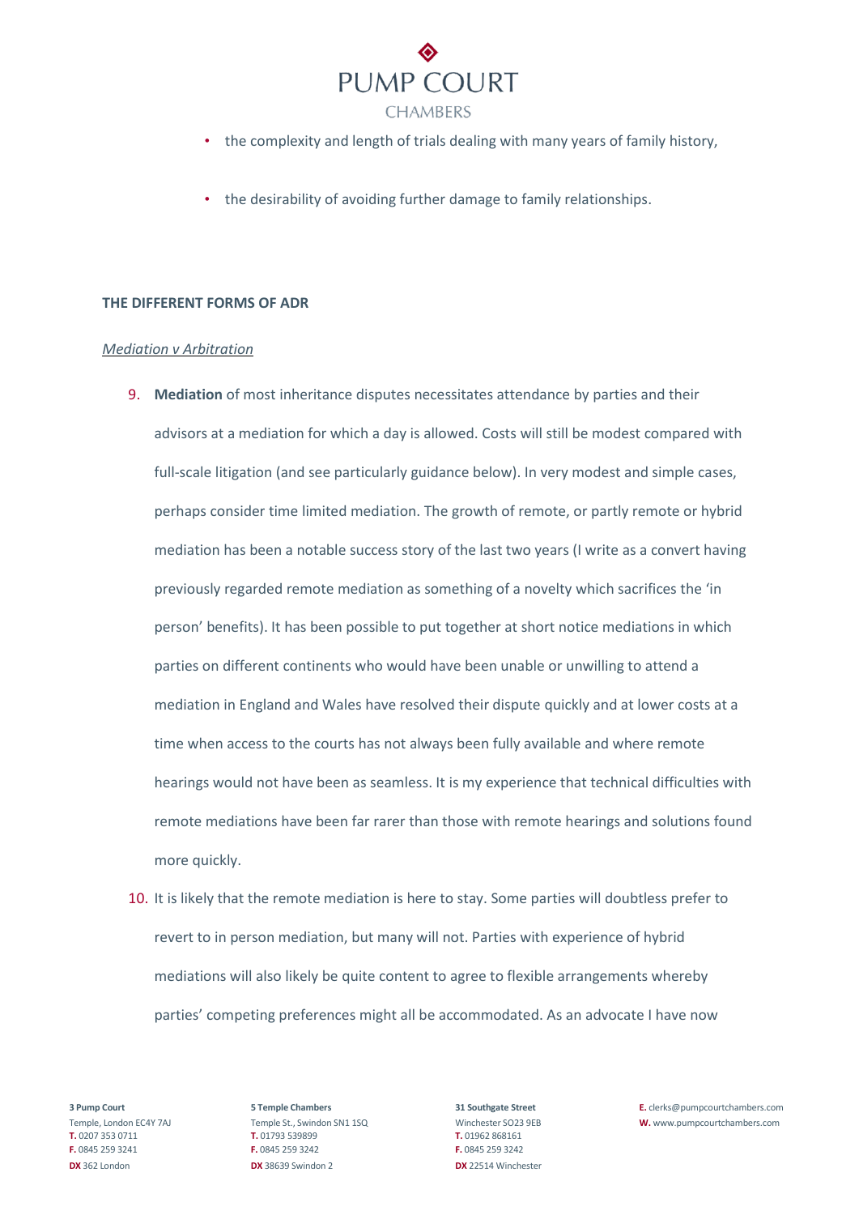- the complexity and length of trials dealing with many years of family history,
- the desirability of avoiding further damage to family relationships.

**THE DIFFERENT FORMS OF ADR**

*Mediation v Arbitration*

9. **Mediation** of most inheritance disputes necessitates attendance by parties and their advisors at a mediation for which a day is allowed. Costs will still be modest compared with full-scale litigation (and see particularly guidance below). In very modest and simple cases, perhaps consider time limited mediation. The growth of remote, or partly remote or hybrid mediation has been a notable success story of the last two years (I write as a convert having previously regarded remote mediation as something of a novelty which sacrifices the 'in person' benefits). It has been possible to put together at short notice mediations in which parties on different continents who would have been unable or unwilling to attend a mediation in England and Wales have resolved their dispute quickly and at lower costs at a time when access to the courts has not always been fully available and where remote hearings would not have been as seamless. It is my experience that technical difficulties with remote mediations have been far rarer than those with remote hearings and solutions found more quickly.

10. It is likely that the remote mediation is here to stay. Some parties will doubtless prefer to revert to in person mediation, but many will not. Parties with experience of hybrid mediations will also likely be quite content to agree to flexible arrangements whereby parties' competing preferences might all be accommodated. As an advocate I have now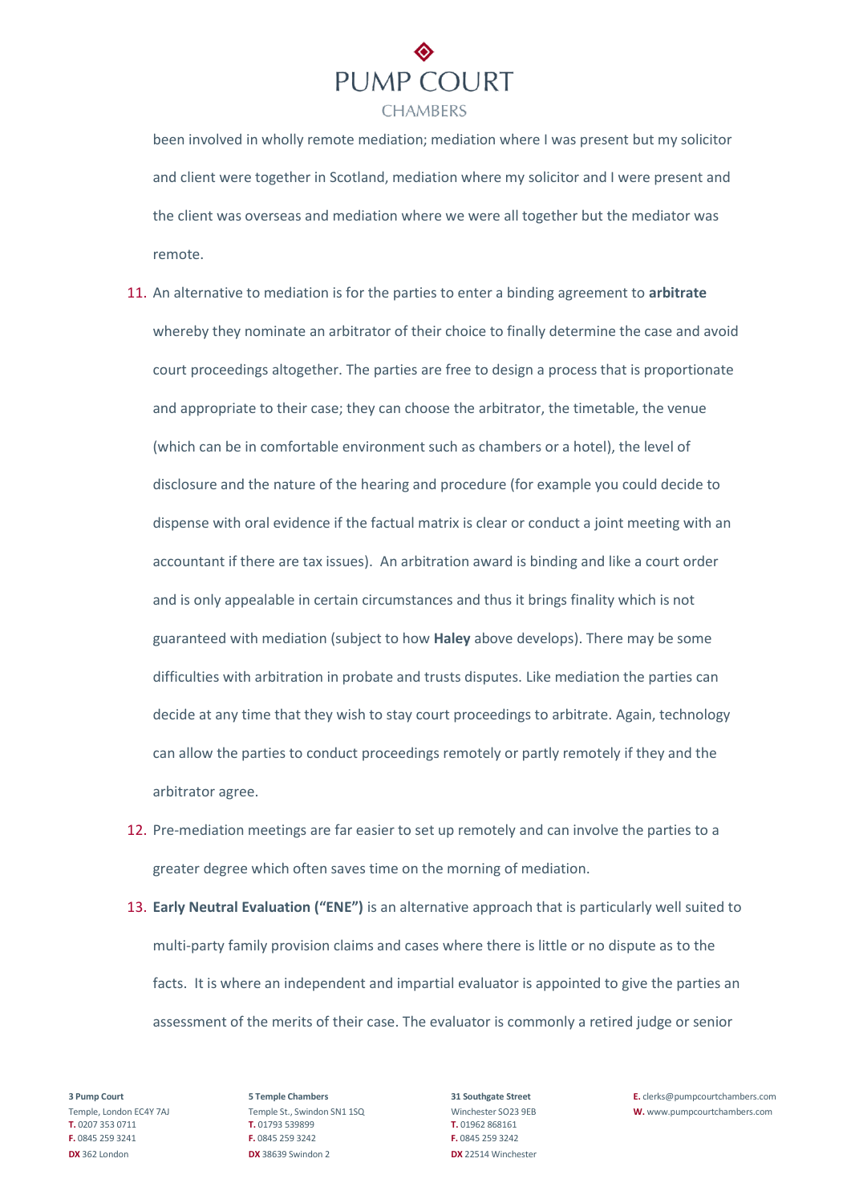been involved in wholly remote mediation; mediation where I was present but my solicitor and client were together in Scotland, mediation where my solicitor and I were present and the client was overseas and mediation where we were all together but the mediator was remote.

11. An alternative to mediation is for the parties to enter a binding agreement to **arbitrate** whereby they nominate an arbitrator of their choice to finally determine the case and avoid court proceedings altogether. The parties are free to design a process that is proportionate and appropriate to their case; they can choose the arbitrator, the timetable, the venue (which can be in comfortable environment such as chambers or a hotel), the level of disclosure and the nature of the hearing and procedure (for example you could decide to dispense with oral evidence if the factual matrix is clear or conduct a joint meeting with an accountant if there are tax issues). An arbitration award is binding and like a court order and is only appealable in certain circumstances and thus it brings finality which is not guaranteed with mediation (subject to how **Haley** above develops). There may be some difficulties with arbitration in probate and trusts disputes. Like mediation the parties can decide at any time that they wish to stay court proceedings to arbitrate. Again, technology can allow the parties to conduct proceedings remotely or partly remotely if they and the arbitrator agree.

12. Pre-mediation meetings are far easier to set up remotely and can involve the parties to a greater degree which often saves time on the morning of mediation.

13. **Early Neutral Evaluation ("ENE")** is an alternative approach that is particularly well suited to multi-party family provision claims and cases where there is little or no dispute as to the facts. It is where an independent and impartial evaluator is appointed to give the parties an assessment of the merits of their case. The evaluator is commonly a retired judge or senior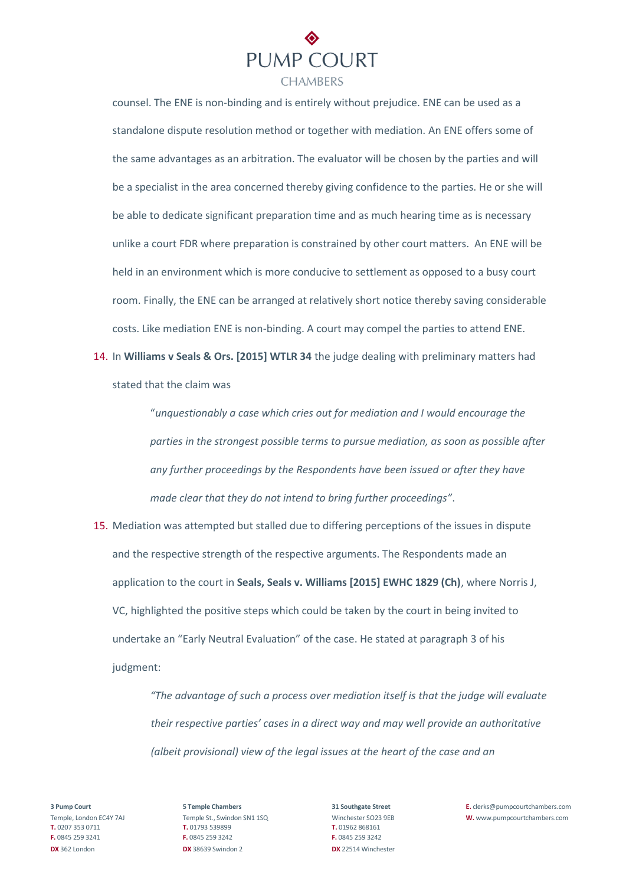counsel. The ENE is non-binding and is entirely without prejudice. ENE can be used as a standalone dispute resolution method or together with mediation. An ENE offers some of the same advantages as an arbitration. The evaluator will be chosen by the parties and will be a specialist in the area concerned thereby giving confidence to the parties. He or she will be able to dedicate significant preparation time and as much hearing time as is necessary unlike a court FDR where preparation is constrained by other court matters. An ENE will be held in an environment which is more conducive to settlement as opposed to a busy court room. Finally, the ENE can be arranged at relatively short notice thereby saving considerable costs. Like mediation ENE is non-binding. A court may compel the parties to attend ENE.

14. In **Williams v Seals & Ors. [2015] WTLR 34** the judge dealing with preliminary matters had stated that the claim was

> "*unquestionably a case which cries out for mediation and I would encourage the parties in the strongest possible terms to pursue mediation, as soon as possible after any further proceedings by the Respondents have been issued or after they have made clear that they do not intend to bring further proceedings"*.

15. Mediation was attempted but stalled due to differing perceptions of the issues in dispute and the respective strength of the respective arguments. The Respondents made an application to the court in **Seals, Seals v. Williams [2015] EWHC 1829 (Ch)**, where Norris J, VC, highlighted the positive steps which could be taken by the court in being invited to undertake an "Early Neutral Evaluation" of the case. He stated at paragraph 3 of his judgment:

> *"The advantage of such a process over mediation itself is that the judge will evaluate their respective parties' cases in a direct way and may well provide an authoritative (albeit provisional) view of the legal issues at the heart of the case and an*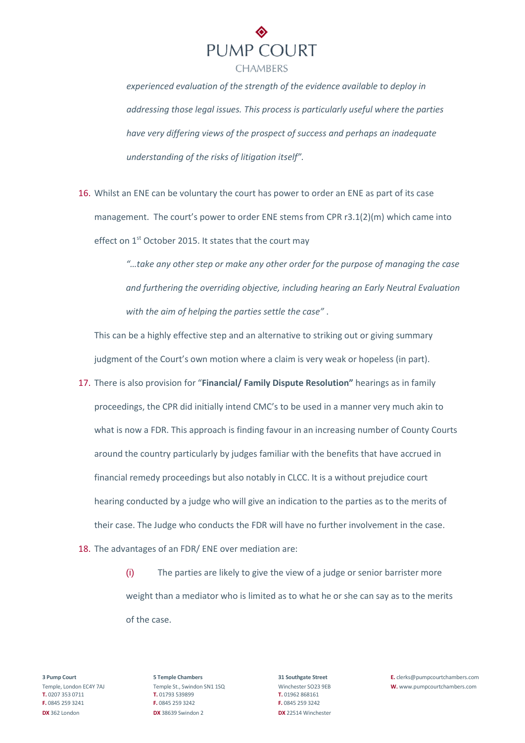*experienced evaluation of the strength of the evidence available to deploy in addressing those legal issues. This process is particularly useful where the parties have very differing views of the prospect of success and perhaps an inadequate understanding of the risks of litigation itself".*

16. Whilst an ENE can be voluntary the court has power to order an ENE as part of its case management. The court's power to order ENE stems from CPR r3.1(2)(m) which came into effect on 1st October 2015. It states that the court may

    *"…take any other step or make any other order for the purpose of managing the case and furthering the overriding objective, including hearing an Early Neutral Evaluation with the aim of helping the parties settle the case"* .

    This can be a highly effective step and an alternative to striking out or giving summary judgment of the Court's own motion where a claim is very weak or hopeless (in part).

17. There is also provision for "**Financial/ Family Dispute Resolution"** hearings as in family proceedings, the CPR did initially intend CMC's to be used in a manner very much akin to what is now a FDR. This approach is finding favour in an increasing number of County Courts around the country particularly by judges familiar with the benefits that have accrued in financial remedy proceedings but also notably in CLCC. It is a without prejudice court hearing conducted by a judge who will give an indication to the parties as to the merits of their case. The Judge who conducts the FDR will have no further involvement in the case.

18. The advantages of an FDR/ ENE over mediation are:

    (i) The parties are likely to give the view of a judge or senior barrister more weight than a mediator who is limited as to what he or she can say as to the merits of the case.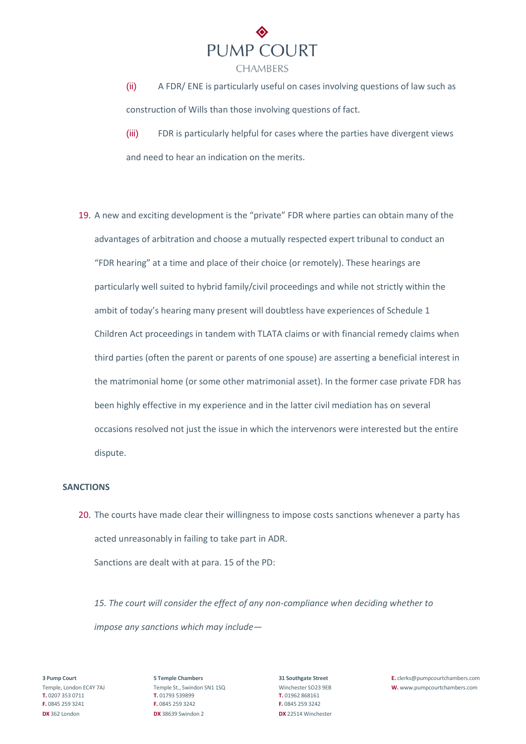(ii) A FDR/ ENE is particularly useful on cases involving questions of law such as construction of Wills than those involving questions of fact.

(iii) FDR is particularly helpful for cases where the parties have divergent views and need to hear an indication on the merits.

19. A new and exciting development is the "private" FDR where parties can obtain many of the advantages of arbitration and choose a mutually respected expert tribunal to conduct an "FDR hearing" at a time and place of their choice (or remotely). These hearings are particularly well suited to hybrid family/civil proceedings and while not strictly within the ambit of today's hearing many present will doubtless have experiences of Schedule 1 Children Act proceedings in tandem with TLATA claims or with financial remedy claims when third parties (often the parent or parents of one spouse) are asserting a beneficial interest in the matrimonial home (or some other matrimonial asset). In the former case private FDR has been highly effective in my experience and in the latter civil mediation has on several occasions resolved not just the issue in which the intervenors were interested but the entire dispute.

**SANCTIONS**

20. The courts have made clear their willingness to impose costs sanctions whenever a party has acted unreasonably in failing to take part in ADR.

Sanctions are dealt with at para. 15 of the PD:

*15. The court will consider the effect of any non-compliance when deciding whether to impose any sanctions which may include—*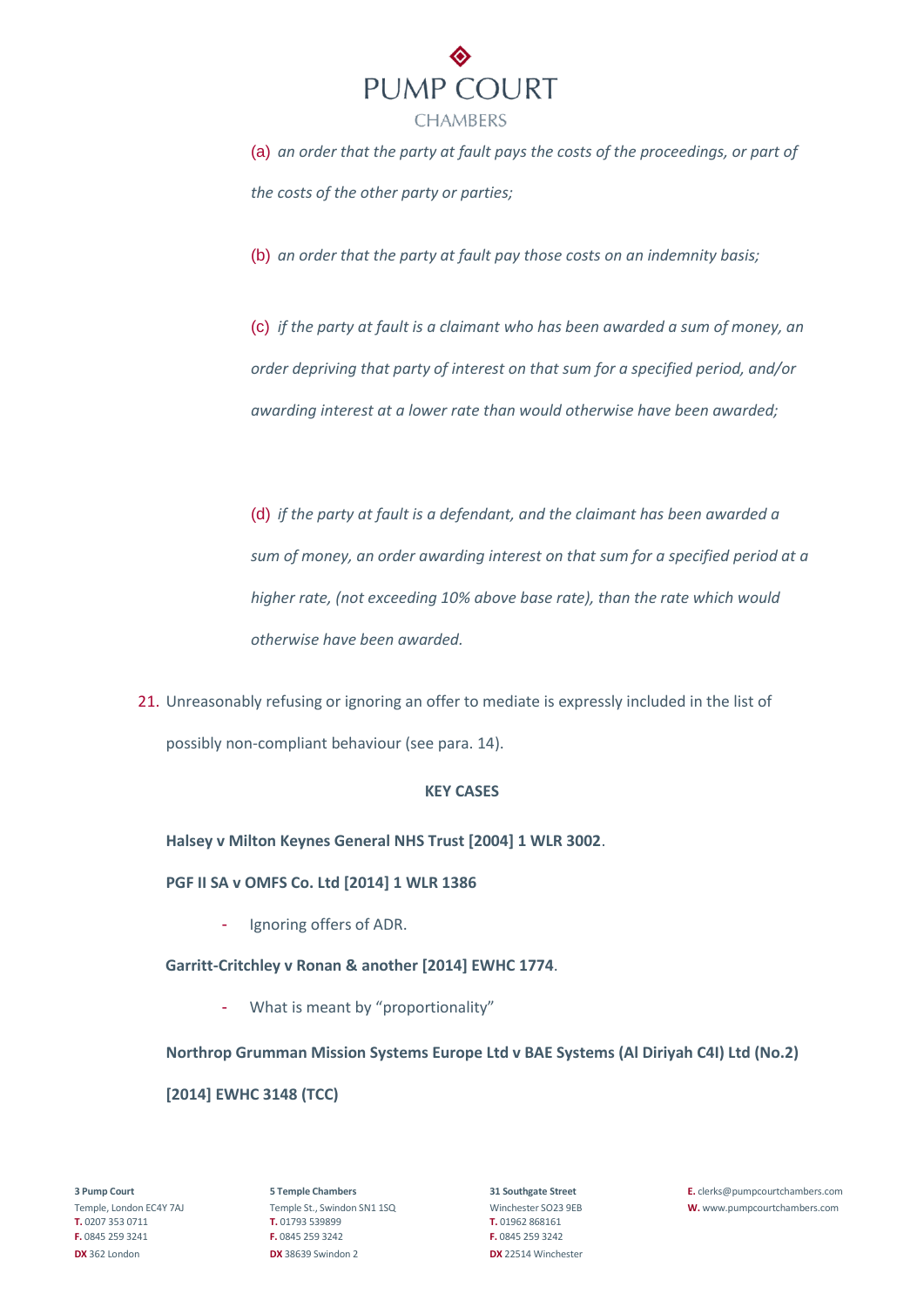(a) *an order that the party at fault pays the costs of the proceedings, or part of the costs of the other party or parties;*

(b) *an order that the party at fault pay those costs on an indemnity basis;*

(c) *if the party at fault is a claimant who has been awarded a sum of money, an order depriving that party of interest on that sum for a specified period, and/or awarding interest at a lower rate than would otherwise have been awarded;*

(d) *if the party at fault is a defendant, and the claimant has been awarded a sum of money, an order awarding interest on that sum for a specified period at a higher rate, (not exceeding 10% above base rate), than the rate which would otherwise have been awarded.*

21. Unreasonably refusing or ignoring an offer to mediate is expressly included in the list of possibly non-compliant behaviour (see para. 14).

**KEY CASES**

**Halsey v Milton Keynes General NHS Trust [2004] 1 WLR 3002**.

**PGF II SA v OMFS Co. Ltd [2014] 1 WLR 1386**

- Ignoring offers of ADR.

**Garritt-Critchley v Ronan & another [2014] EWHC 1774**.

- What is meant by "proportionality"

**Northrop Grumman Mission Systems Europe Ltd v BAE Systems (Al Diriyah C4I) Ltd (No.2) [2014] EWHC 3148 (TCC)**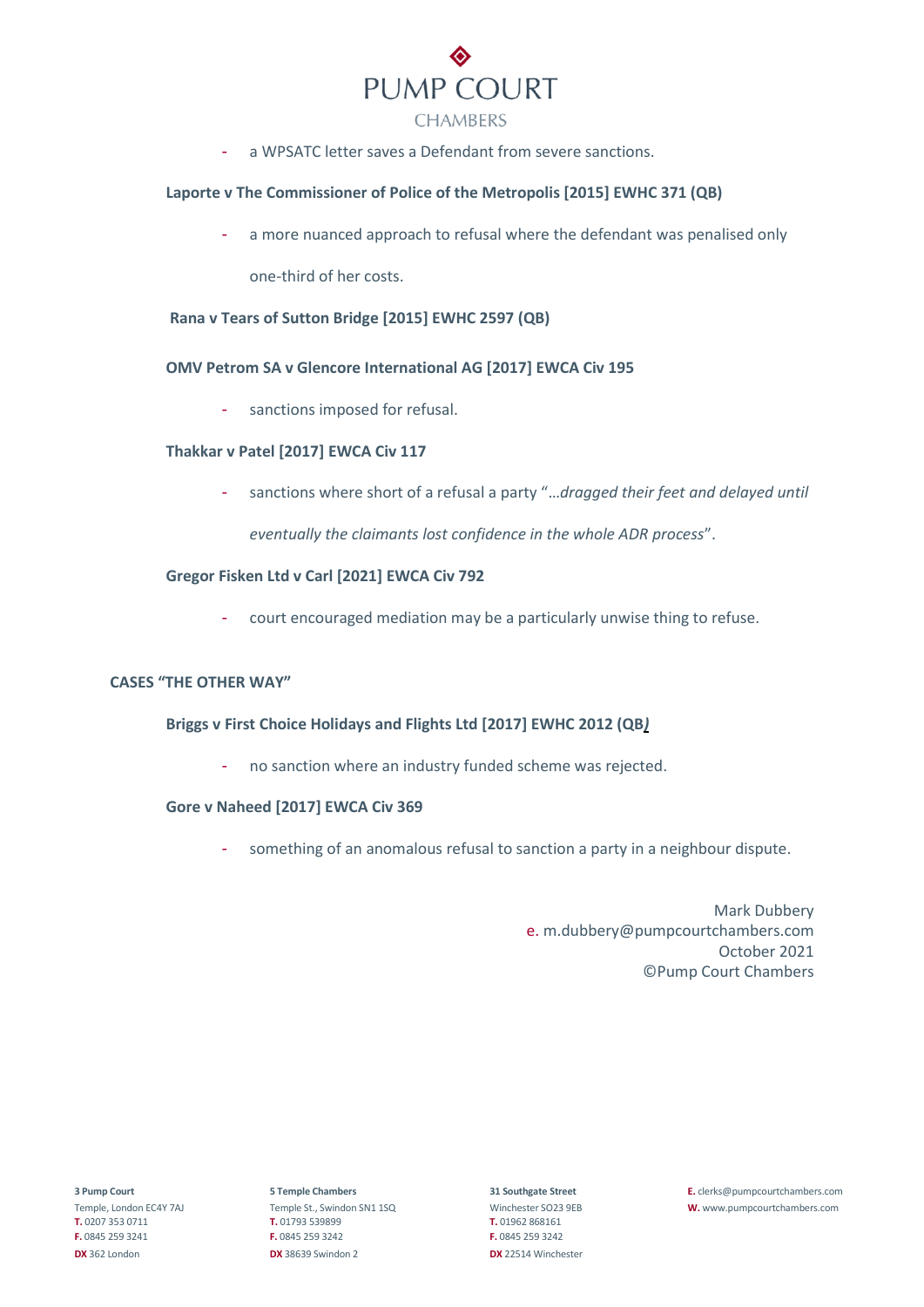- a WPSATC letter saves a Defendant from severe sanctions.

**Laporte v The Commissioner of Police of the Metropolis [2015] EWHC 371 (QB)**

- a more nuanced approach to refusal where the defendant was penalised only one-third of her costs.

**Rana v Tears of Sutton Bridge [2015] EWHC 2597 (QB)**

**OMV Petrom SA v Glencore International AG [2017] EWCA Civ 195**

- sanctions imposed for refusal.

**Thakkar v Patel [2017] EWCA Civ 117**

- sanctions where short of a refusal a party "*…dragged their feet and delayed until eventually the claimants lost confidence in the whole ADR process*".

**Gregor Fisken Ltd v Carl [2021] EWCA Civ 792**

- court encouraged mediation may be a particularly unwise thing to refuse.

## CASES "THE OTHER WAY"

**Briggs v First Choice Holidays and Flights Ltd [2017] EWHC 2012 (QB)**

- no sanction where an industry funded scheme was rejected.

**Gore v Naheed [2017] EWCA Civ 369**

- something of an anomalous refusal to sanction a party in a neighbour dispute.

Mark Dubbery
e. m.dubbery@pumpcourtchambers.com
October 2021
©Pump Court Chambers